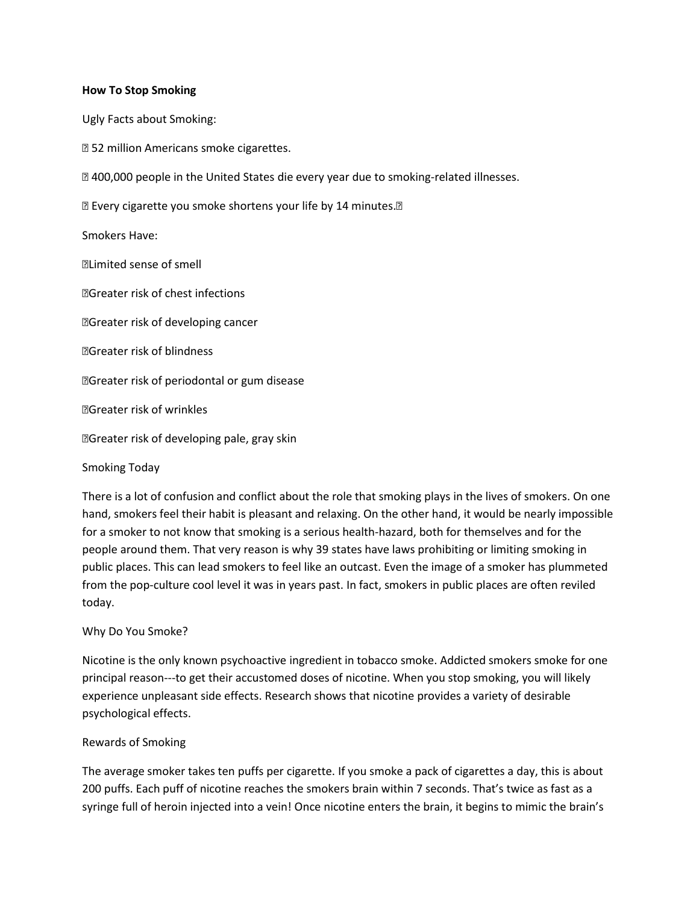**How To Stop Smoking**

Ugly Facts about Smoking:

- 52 million Americans smoke cigarettes.
- 400,000 people in the United States die every year due to smoking-related illnesses.
- Every cigarette you smoke shortens your life by 14 minutes.

Smokers Have:

- Limited sense of smell
- Greater risk of chest infections
- Greater risk of developing cancer
- Greater risk of blindness
- Greater risk of periodontal or gum disease
- Greater risk of wrinkles
- Greater risk of developing pale, gray skin

Smoking Today

There is a lot of confusion and conflict about the role that smoking plays in the lives of smokers. On one hand, smokers feel their habit is pleasant and relaxing. On the other hand, it would be nearly impossible for a smoker to not know that smoking is a serious health-hazard, both for themselves and for the people around them. That very reason is why 39 states have laws prohibiting or limiting smoking in public places. This can lead smokers to feel like an outcast. Even the image of a smoker has plummeted from the pop-culture cool level it was in years past. In fact, smokers in public places are often reviled today.

Why Do You Smoke?

Nicotine is the only known psychoactive ingredient in tobacco smoke. Addicted smokers smoke for one principal reason---to get their accustomed doses of nicotine. When you stop smoking, you will likely experience unpleasant side effects. Research shows that nicotine provides a variety of desirable psychological effects.

Rewards of Smoking

The average smoker takes ten puffs per cigarette. If you smoke a pack of cigarettes a day, this is about 200 puffs. Each puff of nicotine reaches the smokers brain within 7 seconds. That's twice as fast as a syringe full of heroin injected into a vein! Once nicotine enters the brain, it begins to mimic the brain's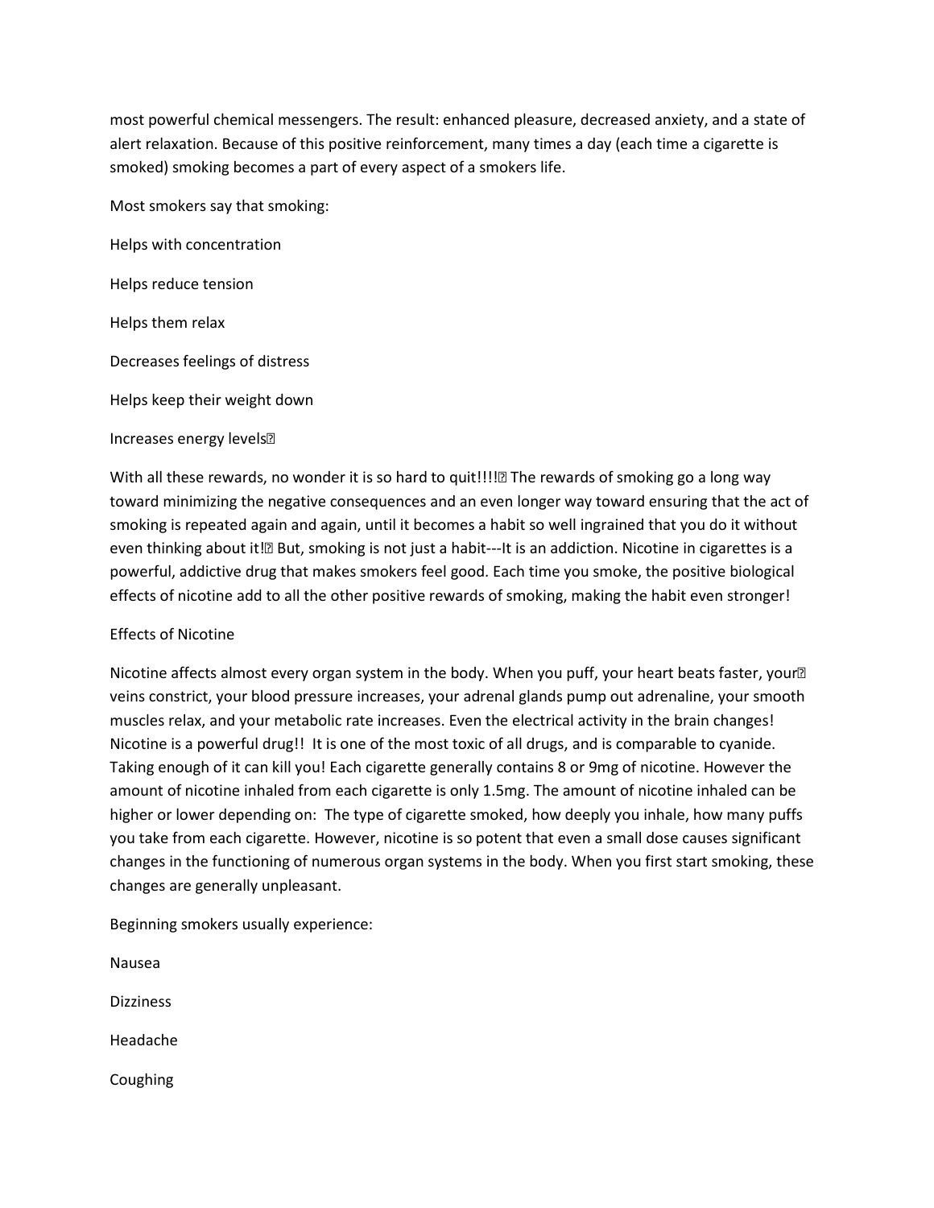most powerful chemical messengers. The result: enhanced pleasure, decreased anxiety, and a state of alert relaxation. Because of this positive reinforcement, many times a day (each time a cigarette is smoked) smoking becomes a part of every aspect of a smokers life.

Most smokers say that smoking:

Helps with concentration

Helps reduce tension

Helps them relax

Decreases feelings of distress

Helps keep their weight down

Increases energy levels

With all these rewards, no wonder it is so hard to quit!!!! The rewards of smoking go a long way toward minimizing the negative consequences and an even longer way toward ensuring that the act of smoking is repeated again and again, until it becomes a habit so well ingrained that you do it without even thinking about it! But, smoking is not just a habit---It is an addiction. Nicotine in cigarettes is a powerful, addictive drug that makes smokers feel good. Each time you smoke, the positive biological effects of nicotine add to all the other positive rewards of smoking, making the habit even stronger!

## Effects of Nicotine

Nicotine affects almost every organ system in the body. When you puff, your heart beats faster, your veins constrict, your blood pressure increases, your adrenal glands pump out adrenaline, your smooth muscles relax, and your metabolic rate increases. Even the electrical activity in the brain changes! Nicotine is a powerful drug!! It is one of the most toxic of all drugs, and is comparable to cyanide. Taking enough of it can kill you! Each cigarette generally contains 8 or 9mg of nicotine. However the amount of nicotine inhaled from each cigarette is only 1.5mg. The amount of nicotine inhaled can be higher or lower depending on: The type of cigarette smoked, how deeply you inhale, how many puffs you take from each cigarette. However, nicotine is so potent that even a small dose causes significant changes in the functioning of numerous organ systems in the body. When you first start smoking, these changes are generally unpleasant.

Beginning smokers usually experience:

Nausea

Dizziness

Headache

Coughing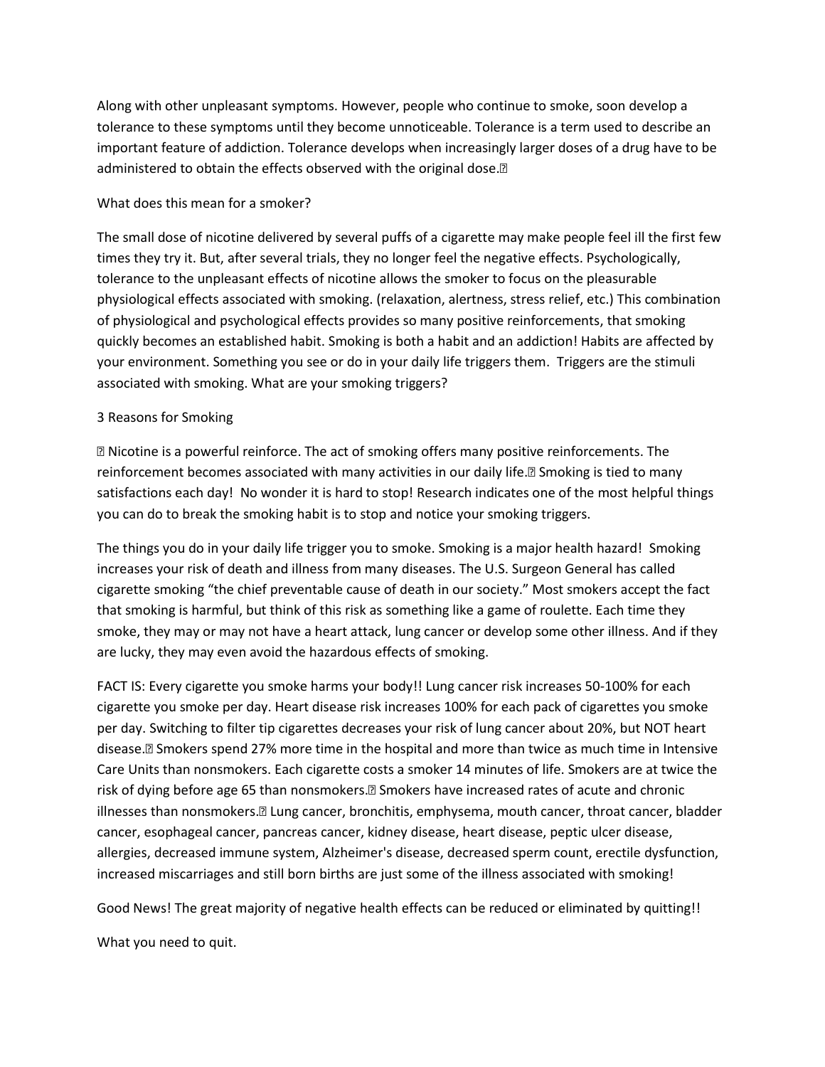Along with other unpleasant symptoms. However, people who continue to smoke, soon develop a tolerance to these symptoms until they become unnoticeable. Tolerance is a term used to describe an important feature of addiction. Tolerance develops when increasingly larger doses of a drug have to be administered to obtain the effects observed with the original dose.

What does this mean for a smoker?

The small dose of nicotine delivered by several puffs of a cigarette may make people feel ill the first few times they try it. But, after several trials, they no longer feel the negative effects. Psychologically, tolerance to the unpleasant effects of nicotine allows the smoker to focus on the pleasurable physiological effects associated with smoking. (relaxation, alertness, stress relief, etc.) This combination of physiological and psychological effects provides so many positive reinforcements, that smoking quickly becomes an established habit. Smoking is both a habit and an addiction! Habits are affected by your environment. Something you see or do in your daily life triggers them. Triggers are the stimuli associated with smoking. What are your smoking triggers?

3 Reasons for Smoking

- Nicotine is a powerful reinforce. The act of smoking offers many positive reinforcements. The reinforcement becomes associated with many activities in our daily life.
- Smoking is tied to many satisfactions each day! No wonder it is hard to stop! Research indicates one of the most helpful things you can do to break the smoking habit is to stop and notice your smoking triggers.

The things you do in your daily life trigger you to smoke. Smoking is a major health hazard! Smoking increases your risk of death and illness from many diseases. The U.S. Surgeon General has called cigarette smoking "the chief preventable cause of death in our society." Most smokers accept the fact that smoking is harmful, but think of this risk as something like a game of roulette. Each time they smoke, they may or may not have a heart attack, lung cancer or develop some other illness. And if they are lucky, they may even avoid the hazardous effects of smoking.

FACT IS: Every cigarette you smoke harms your body!! Lung cancer risk increases 50-100% for each cigarette you smoke per day. Heart disease risk increases 100% for each pack of cigarettes you smoke per day. Switching to filter tip cigarettes decreases your risk of lung cancer about 20%, but NOT heart disease. Smokers spend 27% more time in the hospital and more than twice as much time in Intensive Care Units than nonsmokers. Each cigarette costs a smoker 14 minutes of life. Smokers are at twice the risk of dying before age 65 than nonsmokers. Smokers have increased rates of acute and chronic illnesses than nonsmokers. Lung cancer, bronchitis, emphysema, mouth cancer, throat cancer, bladder cancer, esophageal cancer, pancreas cancer, kidney disease, heart disease, peptic ulcer disease, allergies, decreased immune system, Alzheimer's disease, decreased sperm count, erectile dysfunction, increased miscarriages and still born births are just some of the illness associated with smoking!

Good News! The great majority of negative health effects can be reduced or eliminated by quitting!!

What you need to quit.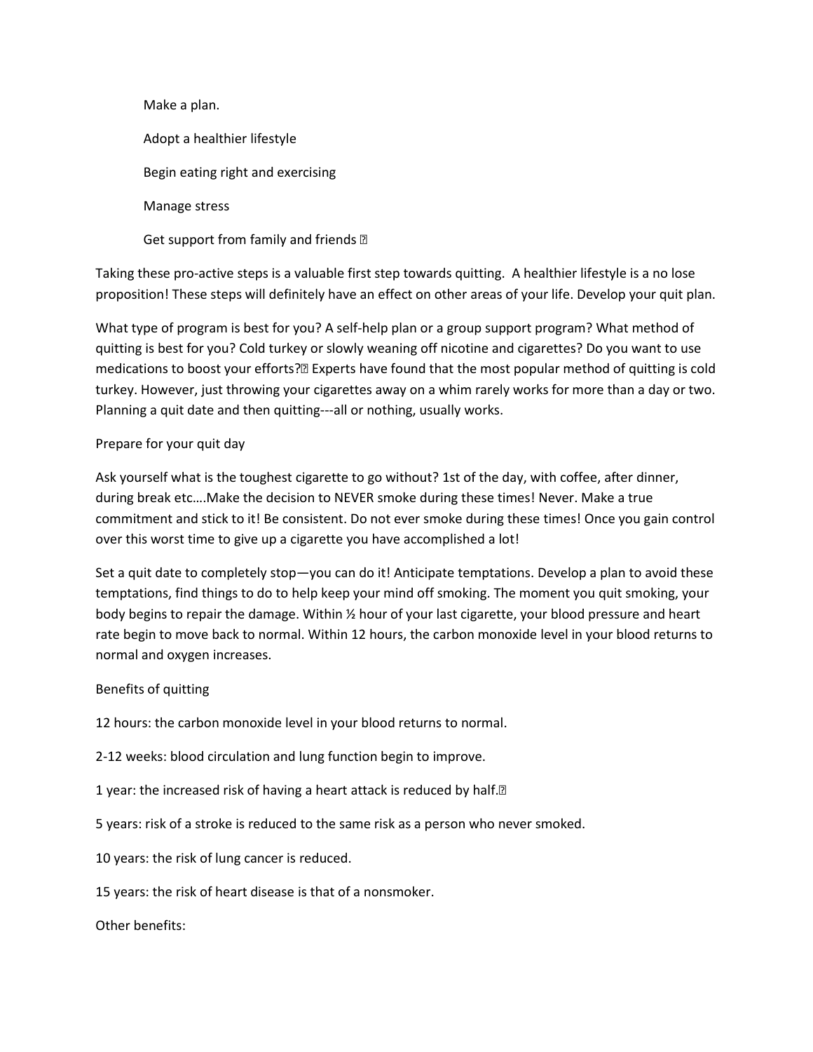Make a plan.

Adopt a healthier lifestyle

Begin eating right and exercising

Manage stress

Get support from family and friends 

Taking these pro-active steps is a valuable first step towards quitting. A healthier lifestyle is a no lose proposition! These steps will definitely have an effect on other areas of your life. Develop your quit plan.

What type of program is best for you? A self-help plan or a group support program? What method of quitting is best for you? Cold turkey or slowly weaning off nicotine and cigarettes? Do you want to use medications to boost your efforts? Experts have found that the most popular method of quitting is cold turkey. However, just throwing your cigarettes away on a whim rarely works for more than a day or two. Planning a quit date and then quitting---all or nothing, usually works.

Prepare for your quit day

Ask yourself what is the toughest cigarette to go without? 1st of the day, with coffee, after dinner, during break etc….Make the decision to NEVER smoke during these times! Never. Make a true commitment and stick to it! Be consistent. Do not ever smoke during these times! Once you gain control over this worst time to give up a cigarette you have accomplished a lot!

Set a quit date to completely stop—you can do it! Anticipate temptations. Develop a plan to avoid these temptations, find things to do to help keep your mind off smoking. The moment you quit smoking, your body begins to repair the damage. Within ½ hour of your last cigarette, your blood pressure and heart rate begin to move back to normal. Within 12 hours, the carbon monoxide level in your blood returns to normal and oxygen increases.

Benefits of quitting

12 hours: the carbon monoxide level in your blood returns to normal.

2-12 weeks: blood circulation and lung function begin to improve.

1 year: the increased risk of having a heart attack is reduced by half.

5 years: risk of a stroke is reduced to the same risk as a person who never smoked.

10 years: the risk of lung cancer is reduced.

15 years: the risk of heart disease is that of a nonsmoker.

Other benefits: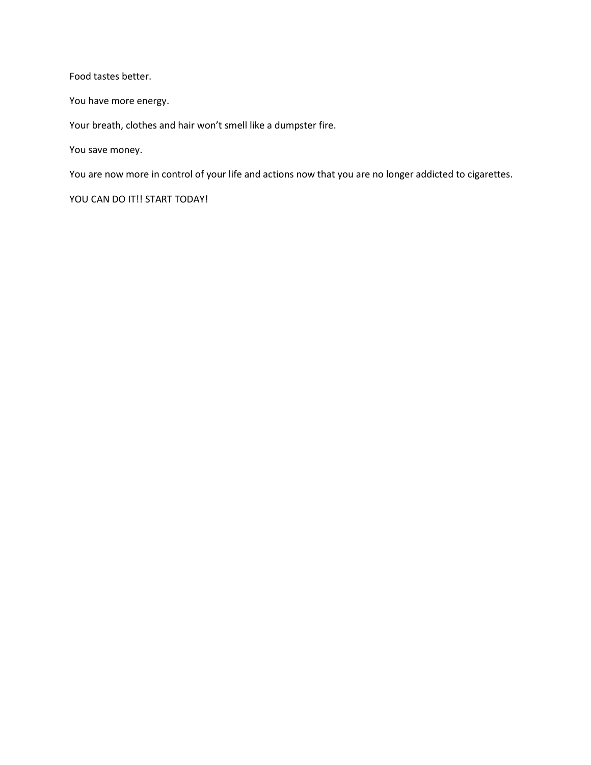Food tastes better.

You have more energy.

Your breath, clothes and hair won't smell like a dumpster fire.

You save money.

You are now more in control of your life and actions now that you are no longer addicted to cigarettes.

YOU CAN DO IT!! START TODAY!